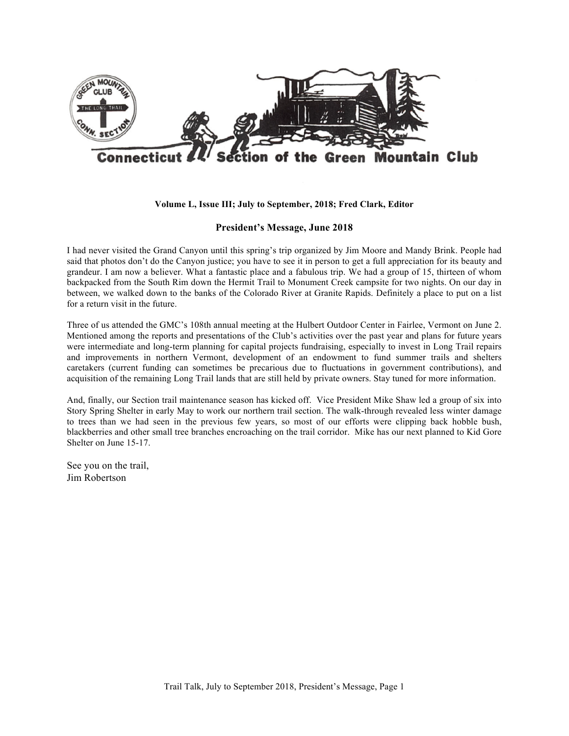**Connecticut Section of the Green Mountain Club**

**Volume L, Issue III; July to September, 2018; Fred Clark, Editor**

## President's Message, June 2018

I had never visited the Grand Canyon until this spring's trip organized by Jim Moore and Mandy Brink. People had said that photos don't do the Canyon justice; you have to see it in person to get a full appreciation for its beauty and grandeur. I am now a believer. What a fantastic place and a fabulous trip. We had a group of 15, thirteen of whom backpacked from the South Rim down the Hermit Trail to Monument Creek campsite for two nights. On our day in between, we walked down to the banks of the Colorado River at Granite Rapids. Definitely a place to put on a list for a return visit in the future.

Three of us attended the GMC's 108th annual meeting at the Hulbert Outdoor Center in Fairlee, Vermont on June 2. Mentioned among the reports and presentations of the Club's activities over the past year and plans for future years were intermediate and long-term planning for capital projects fundraising, especially to invest in Long Trail repairs and improvements in northern Vermont, development of an endowment to fund summer trails and shelters caretakers (current funding can sometimes be precarious due to fluctuations in government contributions), and acquisition of the remaining Long Trail lands that are still held by private owners. Stay tuned for more information.

And, finally, our Section trail maintenance season has kicked off. Vice President Mike Shaw led a group of six into Story Spring Shelter in early May to work our northern trail section. The walk-through revealed less winter damage to trees than we had seen in the previous few years, so most of our efforts were clipping back hobble bush, blackberries and other small tree branches encroaching on the trail corridor. Mike has our next planned to Kid Gore Shelter on June 15-17.

See you on the trail,
Jim Robertson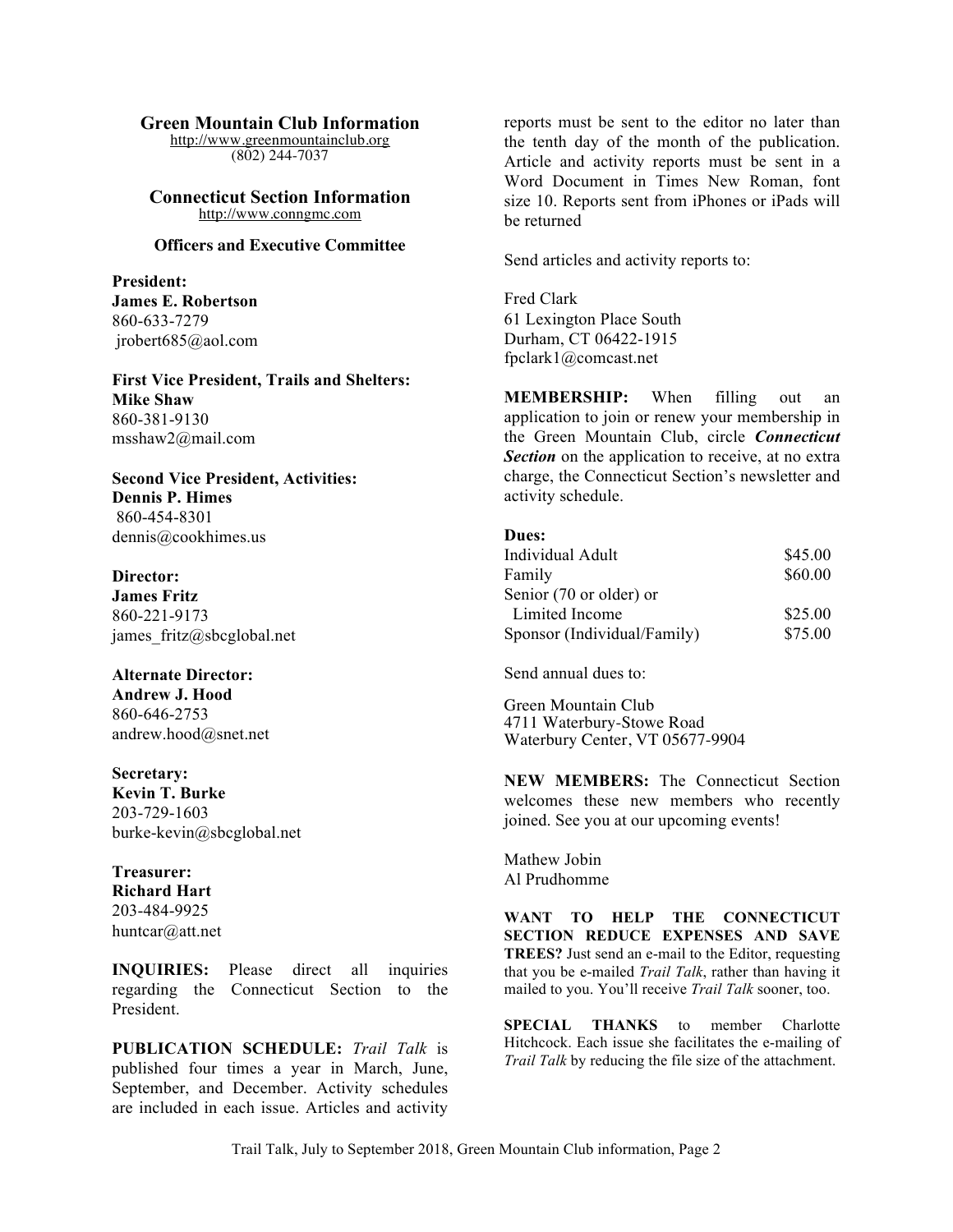## Green Mountain Club Information

http://www.greenmountainclub.org
(802) 244-7037

## Connecticut Section Information

http://www.conngmc.com

### Officers and Executive Committee

**President:**
**James E. Robertson**
860-633-7279
jrobert685@aol.com

**First Vice President, Trails and Shelters:**
**Mike Shaw**
860-381-9130
msshaw2@mail.com

**Second Vice President, Activities:**
**Dennis P. Himes**
860-454-8301
dennis@cookhimes.us

**Director:**
**James Fritz**
860-221-9173
james_fritz@sbcglobal.net

**Alternate Director:**
**Andrew J. Hood**
860-646-2753
andrew.hood@snet.net

**Secretary:**
**Kevin T. Burke**
203-729-1603
burke-kevin@sbcglobal.net

**Treasurer:**
**Richard Hart**
203-484-9925
huntcar@att.net

**INQUIRIES:** Please direct all inquiries regarding the Connecticut Section to the President.

**PUBLICATION SCHEDULE:** *Trail Talk* is published four times a year in March, June, September, and December. Activity schedules are included in each issue. Articles and activity reports must be sent to the editor no later than the tenth day of the month of the publication. Article and activity reports must be sent in a Word Document in Times New Roman, font size 10. Reports sent from iPhones or iPads will be returned

Send articles and activity reports to:

Fred Clark
61 Lexington Place South
Durham, CT 06422-1915
fpclark1@comcast.net

**MEMBERSHIP:** When filling out an application to join or renew your membership in the Green Mountain Club, circle ***Connecticut Section*** on the application to receive, at no extra charge, the Connecticut Section's newsletter and activity schedule.

**Dues:**

| | |
|---|---|
| Individual Adult | $45.00 |
| Family | $60.00 |
| Senior (70 or older) or Limited Income | $25.00 |
| Sponsor (Individual/Family) | $75.00 |

Send annual dues to:

Green Mountain Club
4711 Waterbury-Stowe Road
Waterbury Center, VT 05677-9904

**NEW MEMBERS:** The Connecticut Section welcomes these new members who recently joined. See you at our upcoming events!

Mathew Jobin
Al Prudhomme

**WANT TO HELP THE CONNECTICUT SECTION REDUCE EXPENSES AND SAVE TREES?** Just send an e-mail to the Editor, requesting that you be e-mailed *Trail Talk*, rather than having it mailed to you. You'll receive *Trail Talk* sooner, too.

**SPECIAL THANKS** to member Charlotte Hitchcock. Each issue she facilitates the e-mailing of *Trail Talk* by reducing the file size of the attachment.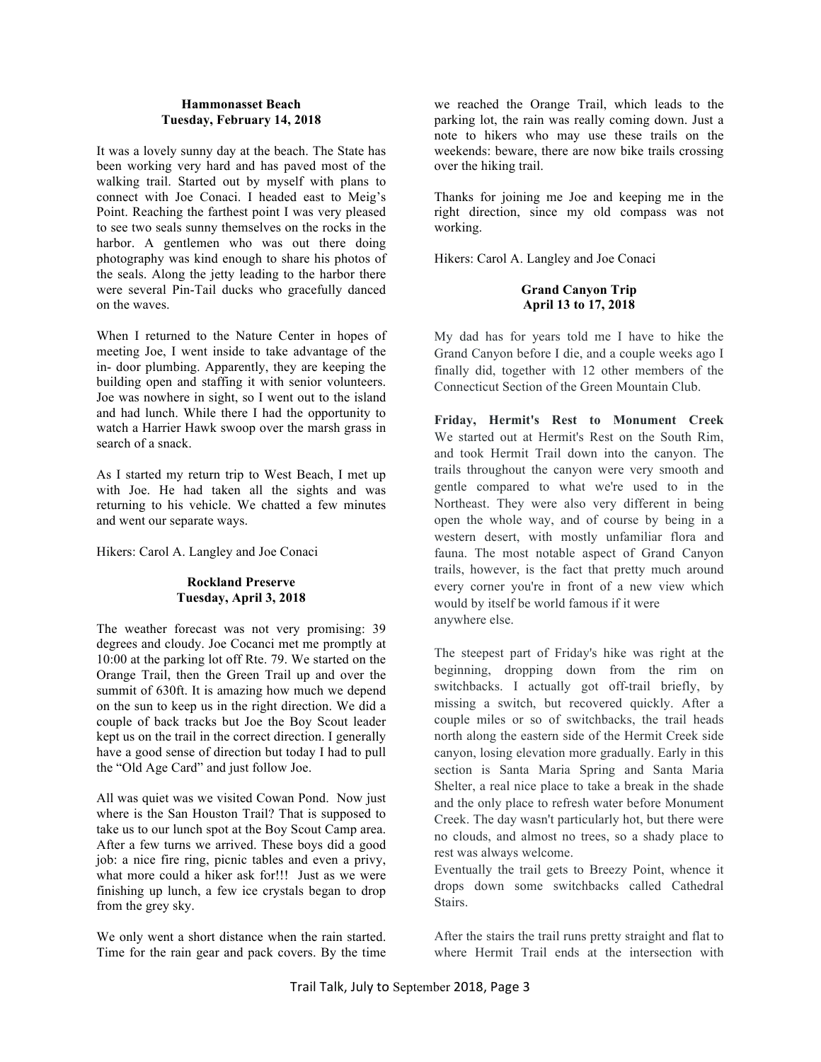### Hammonasset Beach
### Tuesday, February 14, 2018

It was a lovely sunny day at the beach. The State has been working very hard and has paved most of the walking trail. Started out by myself with plans to connect with Joe Conaci. I headed east to Meig's Point. Reaching the farthest point I was very pleased to see two seals sunny themselves on the rocks in the harbor. A gentlemen who was out there doing photography was kind enough to share his photos of the seals. Along the jetty leading to the harbor there were several Pin-Tail ducks who gracefully danced on the waves.

When I returned to the Nature Center in hopes of meeting Joe, I went inside to take advantage of the in- door plumbing. Apparently, they are keeping the building open and staffing it with senior volunteers. Joe was nowhere in sight, so I went out to the island and had lunch. While there I had the opportunity to watch a Harrier Hawk swoop over the marsh grass in search of a snack.

As I started my return trip to West Beach, I met up with Joe. He had taken all the sights and was returning to his vehicle. We chatted a few minutes and went our separate ways.

Hikers: Carol A. Langley and Joe Conaci

### Rockland Preserve
### Tuesday, April 3, 2018

The weather forecast was not very promising: 39 degrees and cloudy. Joe Cocanci met me promptly at 10:00 at the parking lot off Rte. 79. We started on the Orange Trail, then the Green Trail up and over the summit of 630ft. It is amazing how much we depend on the sun to keep us in the right direction. We did a couple of back tracks but Joe the Boy Scout leader kept us on the trail in the correct direction. I generally have a good sense of direction but today I had to pull the "Old Age Card" and just follow Joe.

All was quiet was we visited Cowan Pond. Now just where is the San Houston Trail? That is supposed to take us to our lunch spot at the Boy Scout Camp area. After a few turns we arrived. These boys did a good job: a nice fire ring, picnic tables and even a privy, what more could a hiker ask for!!! Just as we were finishing up lunch, a few ice crystals began to drop from the grey sky.

We only went a short distance when the rain started. Time for the rain gear and pack covers. By the time we reached the Orange Trail, which leads to the parking lot, the rain was really coming down. Just a note to hikers who may use these trails on the weekends: beware, there are now bike trails crossing over the hiking trail.

Thanks for joining me Joe and keeping me in the right direction, since my old compass was not working.

Hikers: Carol A. Langley and Joe Conaci

### Grand Canyon Trip
### April 13 to 17, 2018

My dad has for years told me I have to hike the Grand Canyon before I die, and a couple weeks ago I finally did, together with 12 other members of the Connecticut Section of the Green Mountain Club.

**Friday, Hermit's Rest to Monument Creek**
We started out at Hermit's Rest on the South Rim, and took Hermit Trail down into the canyon. The trails throughout the canyon were very smooth and gentle compared to what we're used to in the Northeast. They were also very different in being open the whole way, and of course by being in a western desert, with mostly unfamiliar flora and fauna. The most notable aspect of Grand Canyon trails, however, is the fact that pretty much around every corner you're in front of a new view which would by itself be world famous if it were anywhere else.

The steepest part of Friday's hike was right at the beginning, dropping down from the rim on switchbacks. I actually got off-trail briefly, by missing a switch, but recovered quickly. After a couple miles or so of switchbacks, the trail heads north along the eastern side of the Hermit Creek side canyon, losing elevation more gradually. Early in this section is Santa Maria Spring and Santa Maria Shelter, a real nice place to take a break in the shade and the only place to refresh water before Monument Creek. The day wasn't particularly hot, but there were no clouds, and almost no trees, so a shady place to rest was always welcome.
Eventually the trail gets to Breezy Point, whence it drops down some switchbacks called Cathedral Stairs.

After the stairs the trail runs pretty straight and flat to where Hermit Trail ends at the intersection with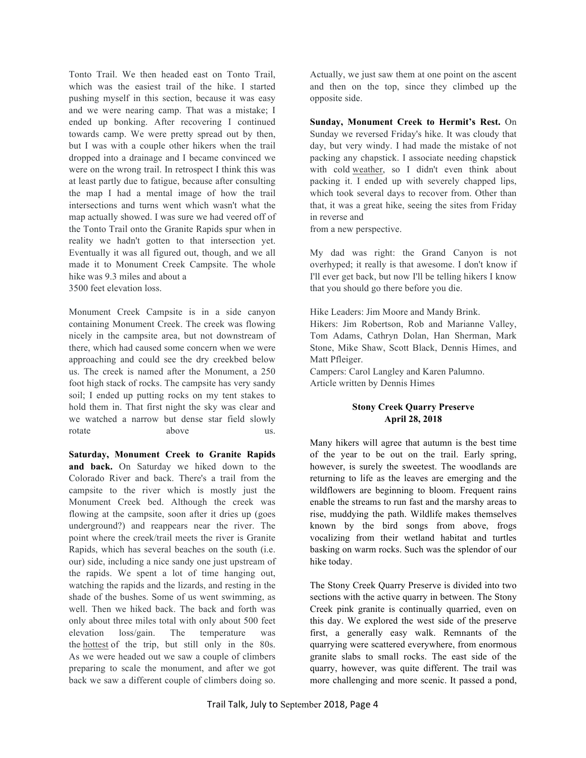Tonto Trail. We then headed east on Tonto Trail, which was the easiest trail of the hike. I started pushing myself in this section, because it was easy and we were nearing camp. That was a mistake; I ended up bonking. After recovering I continued towards camp. We were pretty spread out by then, but I was with a couple other hikers when the trail dropped into a drainage and I became convinced we were on the wrong trail. In retrospect I think this was at least partly due to fatigue, because after consulting the map I had a mental image of how the trail intersections and turns went which wasn't what the map actually showed. I was sure we had veered off of the Tonto Trail onto the Granite Rapids spur when in reality we hadn't gotten to that intersection yet. Eventually it was all figured out, though, and we all made it to Monument Creek Campsite. The whole hike was 9.3 miles and about a 3500 feet elevation loss.

Monument Creek Campsite is in a side canyon containing Monument Creek. The creek was flowing nicely in the campsite area, but not downstream of there, which had caused some concern when we were approaching and could see the dry creekbed below us. The creek is named after the Monument, a 250 foot high stack of rocks. The campsite has very sandy soil; I ended up putting rocks on my tent stakes to hold them in. That first night the sky was clear and we watched a narrow but dense star field slowly rotate above us.

**Saturday, Monument Creek to Granite Rapids and back.** On Saturday we hiked down to the Colorado River and back. There's a trail from the campsite to the river which is mostly just the Monument Creek bed. Although the creek was flowing at the campsite, soon after it dries up (goes underground?) and reappears near the river. The point where the creek/trail meets the river is Granite Rapids, which has several beaches on the south (i.e. our) side, including a nice sandy one just upstream of the rapids. We spent a lot of time hanging out, watching the rapids and the lizards, and resting in the shade of the bushes. Some of us went swimming, as well. Then we hiked back. The back and forth was only about three miles total with only about 500 feet elevation loss/gain. The temperature was the hottest of the trip, but still only in the 80s. As we were headed out we saw a couple of climbers preparing to scale the monument, and after we got back we saw a different couple of climbers doing so. Actually, we just saw them at one point on the ascent and then on the top, since they climbed up the opposite side.

**Sunday, Monument Creek to Hermit's Rest.** On Sunday we reversed Friday's hike. It was cloudy that day, but very windy. I had made the mistake of not packing any chapstick. I associate needing chapstick with cold weather, so I didn't even think about packing it. I ended up with severely chapped lips, which took several days to recover from. Other than that, it was a great hike, seeing the sites from Friday in reverse and from a new perspective.

My dad was right: the Grand Canyon is not overhyped; it really is that awesome. I don't know if I'll ever get back, but now I'll be telling hikers I know that you should go there before you die.

Hike Leaders: Jim Moore and Mandy Brink.
Hikers: Jim Robertson, Rob and Marianne Valley, Tom Adams, Cathryn Dolan, Han Sherman, Mark Stone, Mike Shaw, Scott Black, Dennis Himes, and Matt Pfleiger.
Campers: Carol Langley and Karen Palumno.
Article written by Dennis Himes

## Stony Creek Quarry Preserve
**April 28, 2018**

Many hikers will agree that autumn is the best time of the year to be out on the trail. Early spring, however, is surely the sweetest. The woodlands are returning to life as the leaves are emerging and the wildflowers are beginning to bloom. Frequent rains enable the streams to run fast and the marshy areas to rise, muddying the path. Wildlife makes themselves known by the bird songs from above, frogs vocalizing from their wetland habitat and turtles basking on warm rocks. Such was the splendor of our hike today.

The Stony Creek Quarry Preserve is divided into two sections with the active quarry in between. The Stony Creek pink granite is continually quarried, even on this day. We explored the west side of the preserve first, a generally easy walk. Remnants of the quarrying were scattered everywhere, from enormous granite slabs to small rocks. The east side of the quarry, however, was quite different. The trail was more challenging and more scenic. It passed a pond,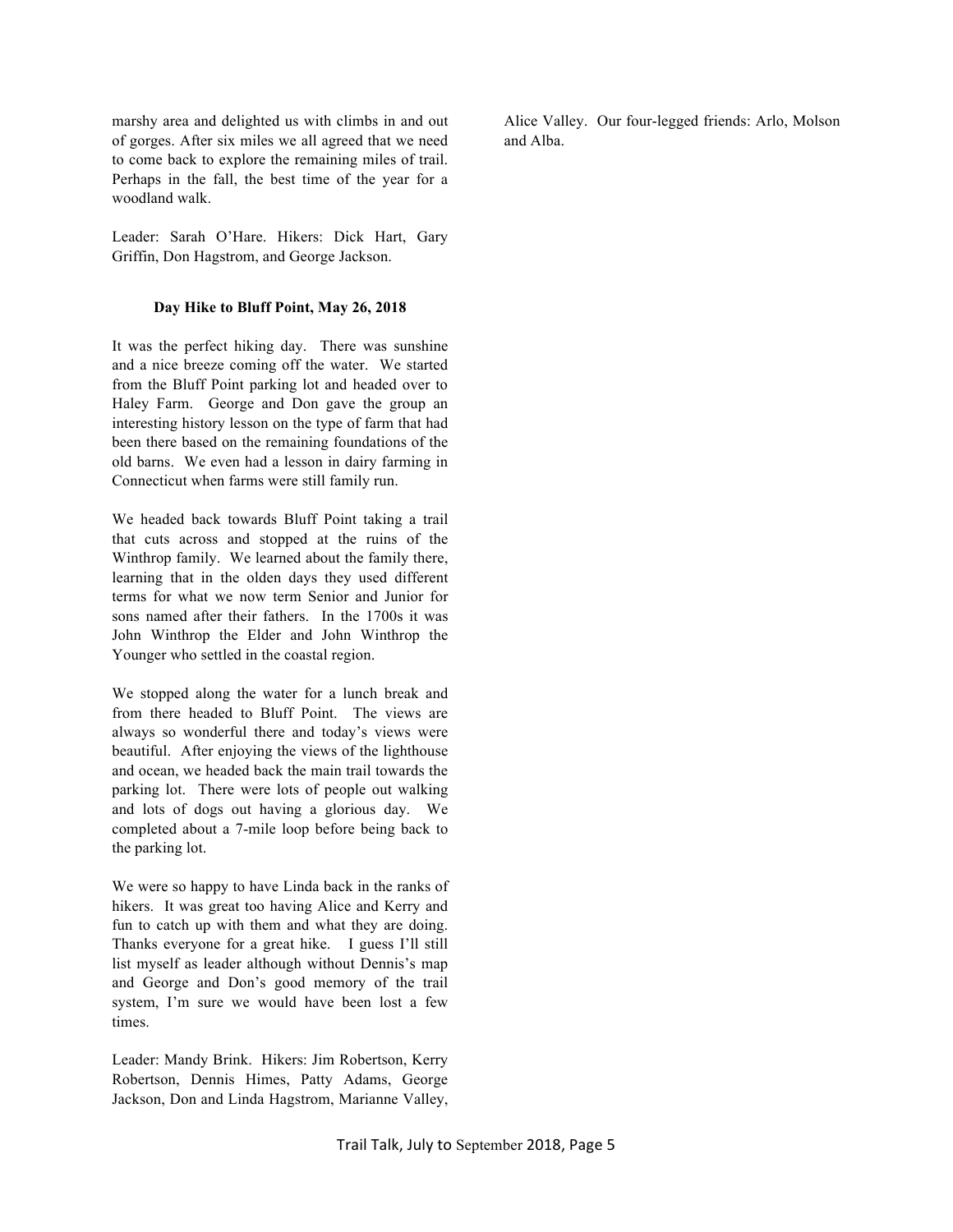marshy area and delighted us with climbs in and out of gorges. After six miles we all agreed that we need to come back to explore the remaining miles of trail. Perhaps in the fall, the best time of the year for a woodland walk.

Leader: Sarah O'Hare. Hikers: Dick Hart, Gary Griffin, Don Hagstrom, and George Jackson.

**Day Hike to Bluff Point, May 26, 2018**

It was the perfect hiking day. There was sunshine and a nice breeze coming off the water. We started from the Bluff Point parking lot and headed over to Haley Farm. George and Don gave the group an interesting history lesson on the type of farm that had been there based on the remaining foundations of the old barns. We even had a lesson in dairy farming in Connecticut when farms were still family run.

We headed back towards Bluff Point taking a trail that cuts across and stopped at the ruins of the Winthrop family. We learned about the family there, learning that in the olden days they used different terms for what we now term Senior and Junior for sons named after their fathers. In the 1700s it was John Winthrop the Elder and John Winthrop the Younger who settled in the coastal region.

We stopped along the water for a lunch break and from there headed to Bluff Point. The views are always so wonderful there and today's views were beautiful. After enjoying the views of the lighthouse and ocean, we headed back the main trail towards the parking lot. There were lots of people out walking and lots of dogs out having a glorious day. We completed about a 7-mile loop before being back to the parking lot.

We were so happy to have Linda back in the ranks of hikers. It was great too having Alice and Kerry and fun to catch up with them and what they are doing. Thanks everyone for a great hike. I guess I'll still list myself as leader although without Dennis's map and George and Don's good memory of the trail system, I'm sure we would have been lost a few times.

Leader: Mandy Brink. Hikers: Jim Robertson, Kerry Robertson, Dennis Himes, Patty Adams, George Jackson, Don and Linda Hagstrom, Marianne Valley, Alice Valley. Our four-legged friends: Arlo, Molson and Alba.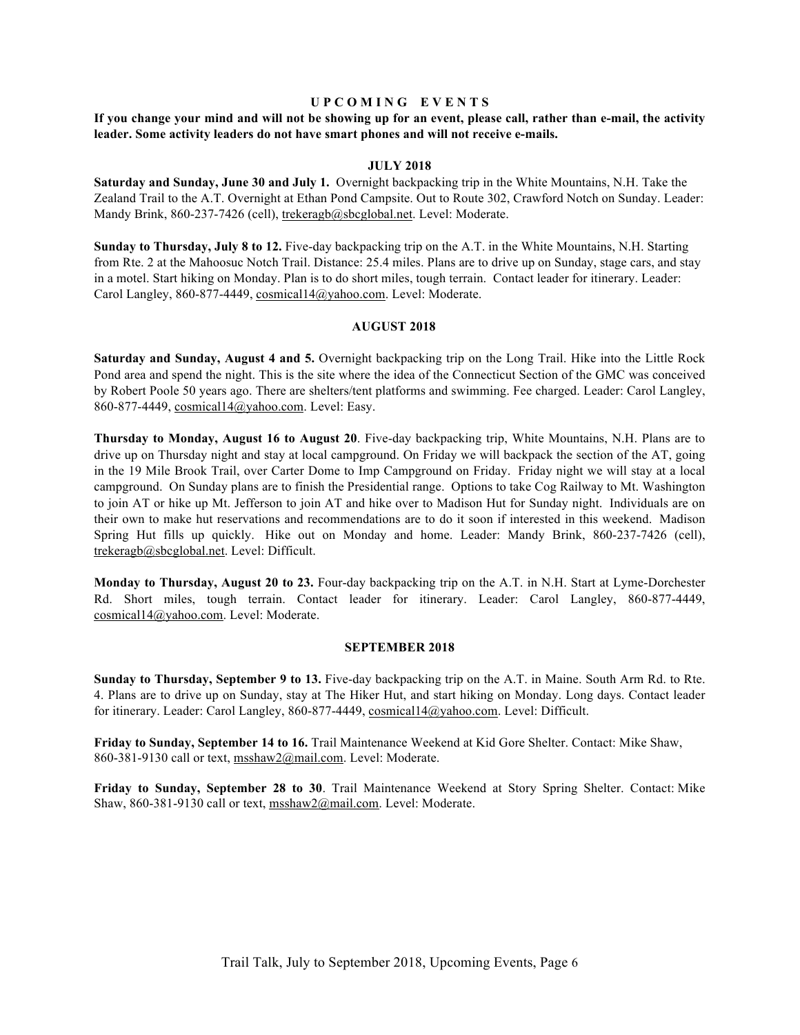## U P C O M I N G   E V E N T S

**If you change your mind and will not be showing up for an event, please call, rather than e-mail, the activity leader. Some activity leaders do not have smart phones and will not receive e-mails.**

### JULY 2018

**Saturday and Sunday, June 30 and July 1.** Overnight backpacking trip in the White Mountains, N.H. Take the Zealand Trail to the A.T. Overnight at Ethan Pond Campsite. Out to Route 302, Crawford Notch on Sunday. Leader: Mandy Brink, 860-237-7426 (cell), trekeragb@sbcglobal.net. Level: Moderate.

**Sunday to Thursday, July 8 to 12.** Five-day backpacking trip on the A.T. in the White Mountains, N.H. Starting from Rte. 2 at the Mahoosuc Notch Trail. Distance: 25.4 miles. Plans are to drive up on Sunday, stage cars, and stay in a motel. Start hiking on Monday. Plan is to do short miles, tough terrain. Contact leader for itinerary. Leader: Carol Langley, 860-877-4449, cosmical14@yahoo.com. Level: Moderate.

### AUGUST 2018

**Saturday and Sunday, August 4 and 5.** Overnight backpacking trip on the Long Trail. Hike into the Little Rock Pond area and spend the night. This is the site where the idea of the Connecticut Section of the GMC was conceived by Robert Poole 50 years ago. There are shelters/tent platforms and swimming. Fee charged. Leader: Carol Langley, 860-877-4449, cosmical14@yahoo.com. Level: Easy.

**Thursday to Monday, August 16 to August 20**. Five-day backpacking trip, White Mountains, N.H. Plans are to drive up on Thursday night and stay at local campground. On Friday we will backpack the section of the AT, going in the 19 Mile Brook Trail, over Carter Dome to Imp Campground on Friday. Friday night we will stay at a local campground. On Sunday plans are to finish the Presidential range. Options to take Cog Railway to Mt. Washington to join AT or hike up Mt. Jefferson to join AT and hike over to Madison Hut for Sunday night. Individuals are on their own to make hut reservations and recommendations are to do it soon if interested in this weekend. Madison Spring Hut fills up quickly. Hike out on Monday and home. Leader: Mandy Brink, 860-237-7426 (cell), trekeragb@sbcglobal.net. Level: Difficult.

**Monday to Thursday, August 20 to 23.** Four-day backpacking trip on the A.T. in N.H. Start at Lyme-Dorchester Rd. Short miles, tough terrain. Contact leader for itinerary. Leader: Carol Langley, 860-877-4449, cosmical14@yahoo.com. Level: Moderate.

### SEPTEMBER 2018

**Sunday to Thursday, September 9 to 13.** Five-day backpacking trip on the A.T. in Maine. South Arm Rd. to Rte. 4. Plans are to drive up on Sunday, stay at The Hiker Hut, and start hiking on Monday. Long days. Contact leader for itinerary. Leader: Carol Langley, 860-877-4449, cosmical14@yahoo.com. Level: Difficult.

**Friday to Sunday, September 14 to 16.** Trail Maintenance Weekend at Kid Gore Shelter. Contact: Mike Shaw, 860-381-9130 call or text, msshaw2@mail.com. Level: Moderate.

**Friday to Sunday, September 28 to 30**. Trail Maintenance Weekend at Story Spring Shelter. Contact: Mike Shaw, 860-381-9130 call or text, msshaw2@mail.com. Level: Moderate.